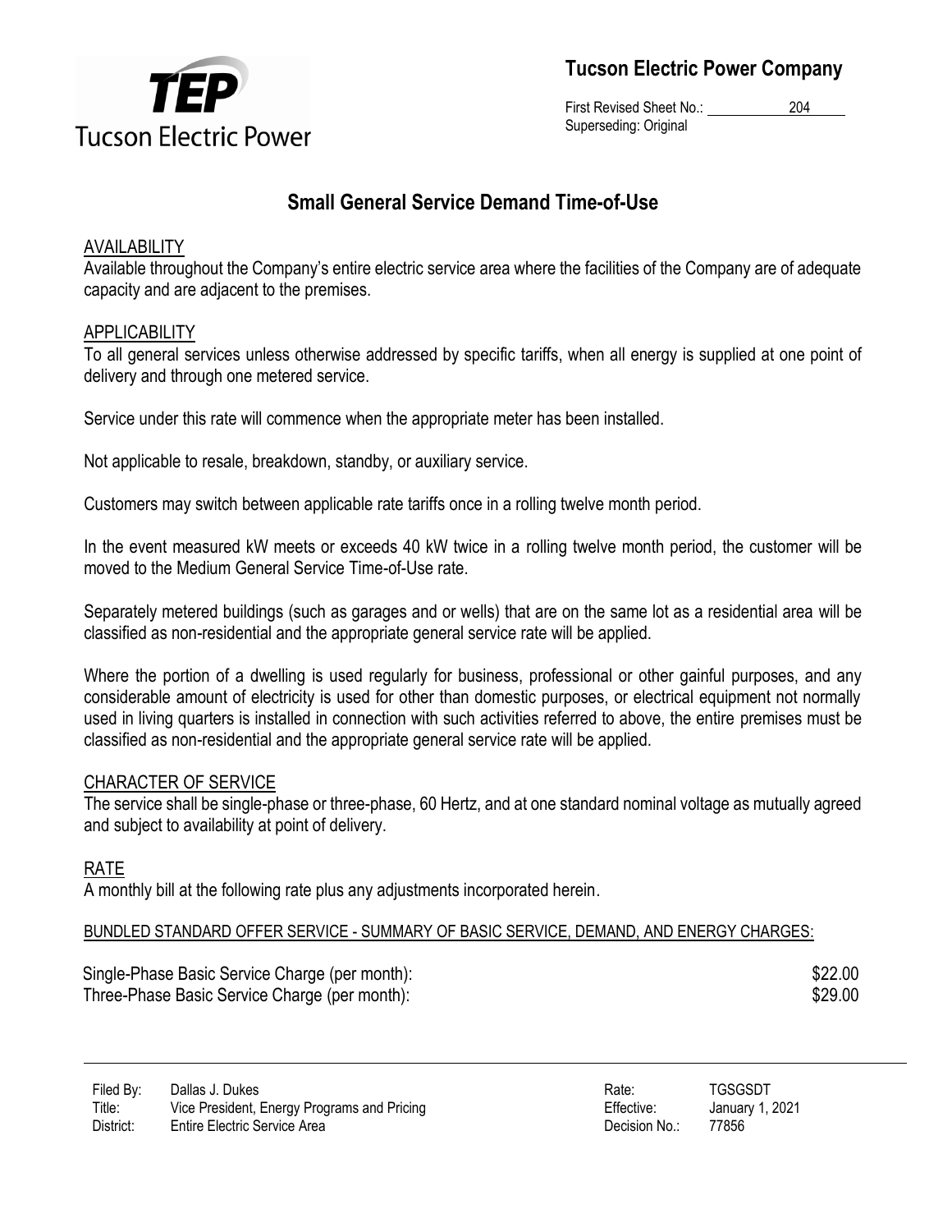# Tucson Electric Power Company

First Revised Sheet No.: 204
Superseding: Original

## Small General Service Demand Time-of-Use

### AVAILABILITY

Available throughout the Company's entire electric service area where the facilities of the Company are of adequate capacity and are adjacent to the premises.

### APPLICABILITY

To all general services unless otherwise addressed by specific tariffs, when all energy is supplied at one point of delivery and through one metered service.

Service under this rate will commence when the appropriate meter has been installed.

Not applicable to resale, breakdown, standby, or auxiliary service.

Customers may switch between applicable rate tariffs once in a rolling twelve month period.

In the event measured kW meets or exceeds 40 kW twice in a rolling twelve month period, the customer will be moved to the Medium General Service Time-of-Use rate.

Separately metered buildings (such as garages and or wells) that are on the same lot as a residential area will be classified as non-residential and the appropriate general service rate will be applied.

Where the portion of a dwelling is used regularly for business, professional or other gainful purposes, and any considerable amount of electricity is used for other than domestic purposes, or electrical equipment not normally used in living quarters is installed in connection with such activities referred to above, the entire premises must be classified as non-residential and the appropriate general service rate will be applied.

### CHARACTER OF SERVICE

The service shall be single-phase or three-phase, 60 Hertz, and at one standard nominal voltage as mutually agreed and subject to availability at point of delivery.

### RATE

A monthly bill at the following rate plus any adjustments incorporated herein.

BUNDLED STANDARD OFFER SERVICE - SUMMARY OF BASIC SERVICE, DEMAND, AND ENERGY CHARGES:

| | |
|---|---|
| Single-Phase Basic Service Charge (per month): | $22.00 |
| Three-Phase Basic Service Charge (per month): | $29.00 |

| | | | |
|---|---|---|---|
| Filed By: | Dallas J. Dukes | Rate: | TGSGSDT |
| Title: | Vice President, Energy Programs and Pricing | Effective: | January 1, 2021 |
| District: | Entire Electric Service Area | Decision No.: | 77856 |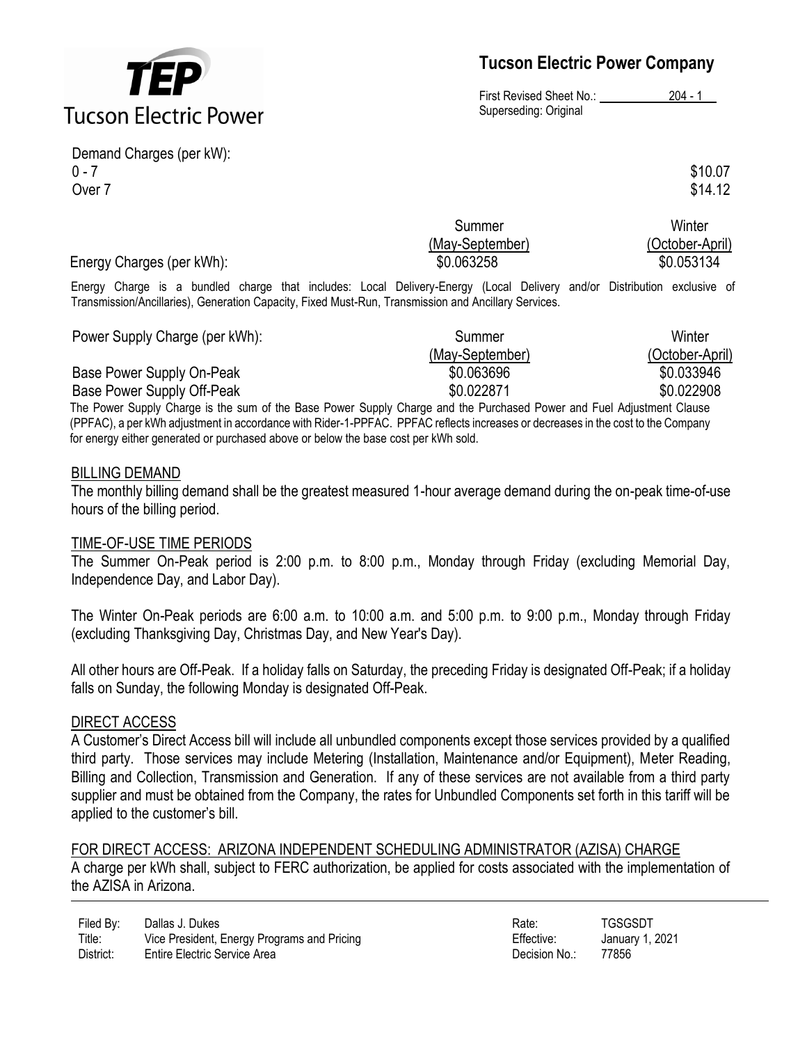Demand Charges (per kW):

| | |
|---|---|
| 0 - 7 | $10.07 |
| Over 7 | $14.12 |

| | Summer (May-September) | Winter (October-April) |
|---|---|---|
| Energy Charges (per kWh): | $0.063258 | $0.053134 |

Energy Charge is a bundled charge that includes: Local Delivery-Energy (Local Delivery and/or Distribution exclusive of Transmission/Ancillaries), Generation Capacity, Fixed Must-Run, Transmission and Ancillary Services.

| Power Supply Charge (per kWh): | Summer (May-September) | Winter (October-April) |
|---|---|---|
| Base Power Supply On-Peak | $0.063696 | $0.033946 |
| Base Power Supply Off-Peak | $0.022871 | $0.022908 |

The Power Supply Charge is the sum of the Base Power Supply Charge and the Purchased Power and Fuel Adjustment Clause (PPFAC), a per kWh adjustment in accordance with Rider-1-PPFAC. PPFAC reflects increases or decreases in the cost to the Company for energy either generated or purchased above or below the base cost per kWh sold.

## BILLING DEMAND

The monthly billing demand shall be the greatest measured 1-hour average demand during the on-peak time-of-use hours of the billing period.

## TIME-OF-USE TIME PERIODS

The Summer On-Peak period is 2:00 p.m. to 8:00 p.m., Monday through Friday (excluding Memorial Day, Independence Day, and Labor Day).

The Winter On-Peak periods are 6:00 a.m. to 10:00 a.m. and 5:00 p.m. to 9:00 p.m., Monday through Friday (excluding Thanksgiving Day, Christmas Day, and New Year's Day).

All other hours are Off-Peak. If a holiday falls on Saturday, the preceding Friday is designated Off-Peak; if a holiday falls on Sunday, the following Monday is designated Off-Peak.

## DIRECT ACCESS

A Customer's Direct Access bill will include all unbundled components except those services provided by a qualified third party. Those services may include Metering (Installation, Maintenance and/or Equipment), Meter Reading, Billing and Collection, Transmission and Generation. If any of these services are not available from a third party supplier and must be obtained from the Company, the rates for Unbundled Components set forth in this tariff will be applied to the customer's bill.

## FOR DIRECT ACCESS: ARIZONA INDEPENDENT SCHEDULING ADMINISTRATOR (AZISA) CHARGE

A charge per kWh shall, subject to FERC authorization, be applied for costs associated with the implementation of the AZISA in Arizona.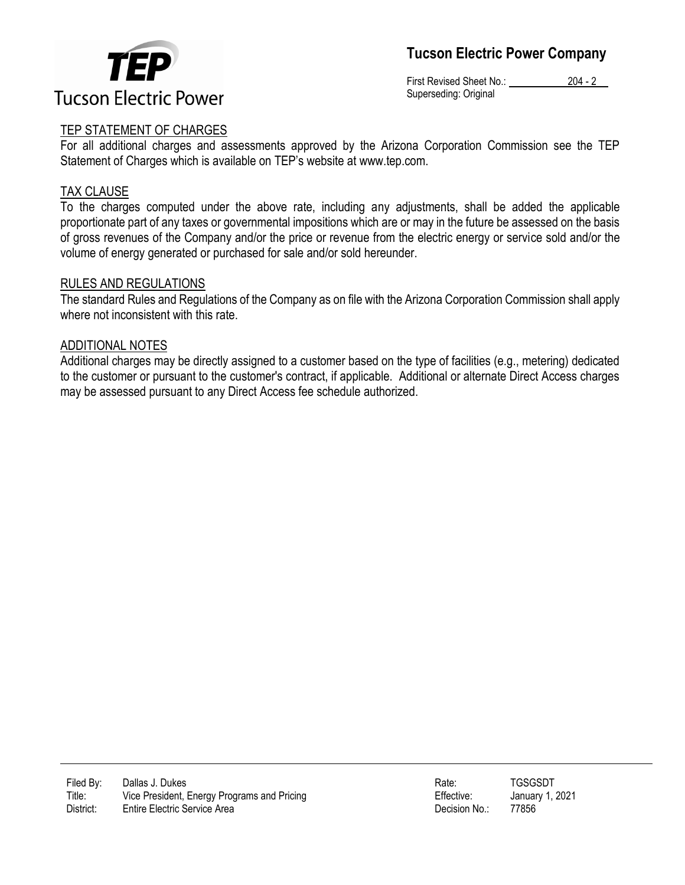## TEP STATEMENT OF CHARGES

For all additional charges and assessments approved by the Arizona Corporation Commission see the TEP Statement of Charges which is available on TEP's website at www.tep.com.

## TAX CLAUSE

To the charges computed under the above rate, including any adjustments, shall be added the applicable proportionate part of any taxes or governmental impositions which are or may in the future be assessed on the basis of gross revenues of the Company and/or the price or revenue from the electric energy or service sold and/or the volume of energy generated or purchased for sale and/or sold hereunder.

## RULES AND REGULATIONS

The standard Rules and Regulations of the Company as on file with the Arizona Corporation Commission shall apply where not inconsistent with this rate.

## ADDITIONAL NOTES

Additional charges may be directly assigned to a customer based on the type of facilities (e.g., metering) dedicated to the customer or pursuant to the customer's contract, if applicable. Additional or alternate Direct Access charges may be assessed pursuant to any Direct Access fee schedule authorized.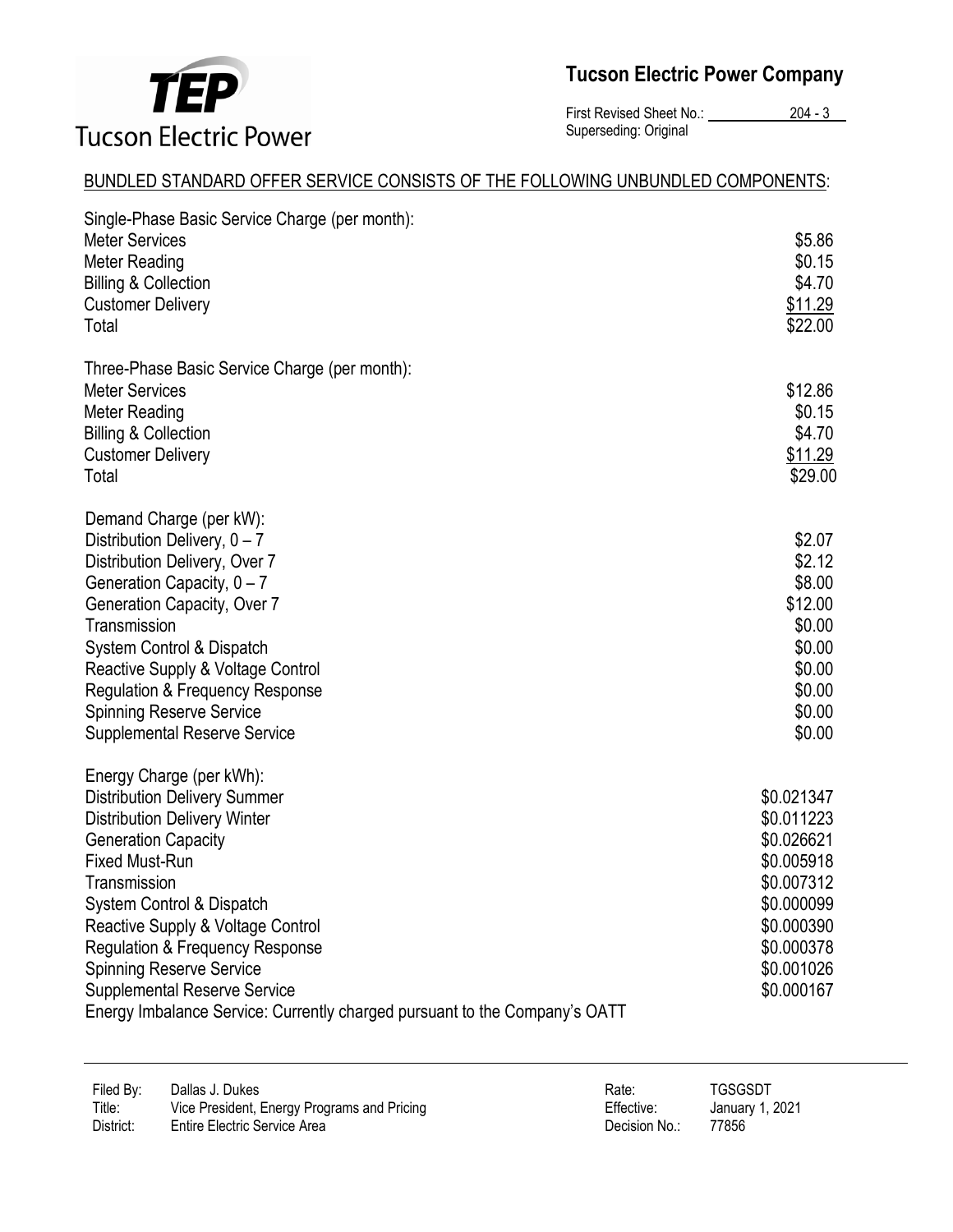**Tucson Electric Power Company**

First Revised Sheet No.: 204 - 3
Superseding: Original

BUNDLED STANDARD OFFER SERVICE CONSISTS OF THE FOLLOWING UNBUNDLED COMPONENTS:

| | |
|---|---|
| Single-Phase Basic Service Charge (per month): | |
| Meter Services | $5.86 |
| Meter Reading | $0.15 |
| Billing & Collection | $4.70 |
| Customer Delivery | $11.29 |
| Total | $22.00 |
| | |
| Three-Phase Basic Service Charge (per month): | |
| Meter Services | $12.86 |
| Meter Reading | $0.15 |
| Billing & Collection | $4.70 |
| Customer Delivery | $11.29 |
| Total | $29.00 |
| | |
| Demand Charge (per kW): | |
| Distribution Delivery, 0 – 7 | $2.07 |
| Distribution Delivery, Over 7 | $2.12 |
| Generation Capacity, 0 – 7 | $8.00 |
| Generation Capacity, Over 7 | $12.00 |
| Transmission | $0.00 |
| System Control & Dispatch | $0.00 |
| Reactive Supply & Voltage Control | $0.00 |
| Regulation & Frequency Response | $0.00 |
| Spinning Reserve Service | $0.00 |
| Supplemental Reserve Service | $0.00 |
| | |
| Energy Charge (per kWh): | |
| Distribution Delivery Summer | $0.021347 |
| Distribution Delivery Winter | $0.011223 |
| Generation Capacity | $0.026621 |
| Fixed Must-Run | $0.005918 |
| Transmission | $0.007312 |
| System Control & Dispatch | $0.000099 |
| Reactive Supply & Voltage Control | $0.000390 |
| Regulation & Frequency Response | $0.000378 |
| Spinning Reserve Service | $0.001026 |
| Supplemental Reserve Service | $0.000167 |

Energy Imbalance Service: Currently charged pursuant to the Company's OATT

| | | | |
|---|---|---|---|
| Filed By: | Dallas J. Dukes | Rate: | TGSGSDT |
| Title: | Vice President, Energy Programs and Pricing | Effective: | January 1, 2021 |
| District: | Entire Electric Service Area | Decision No.: | 77856 |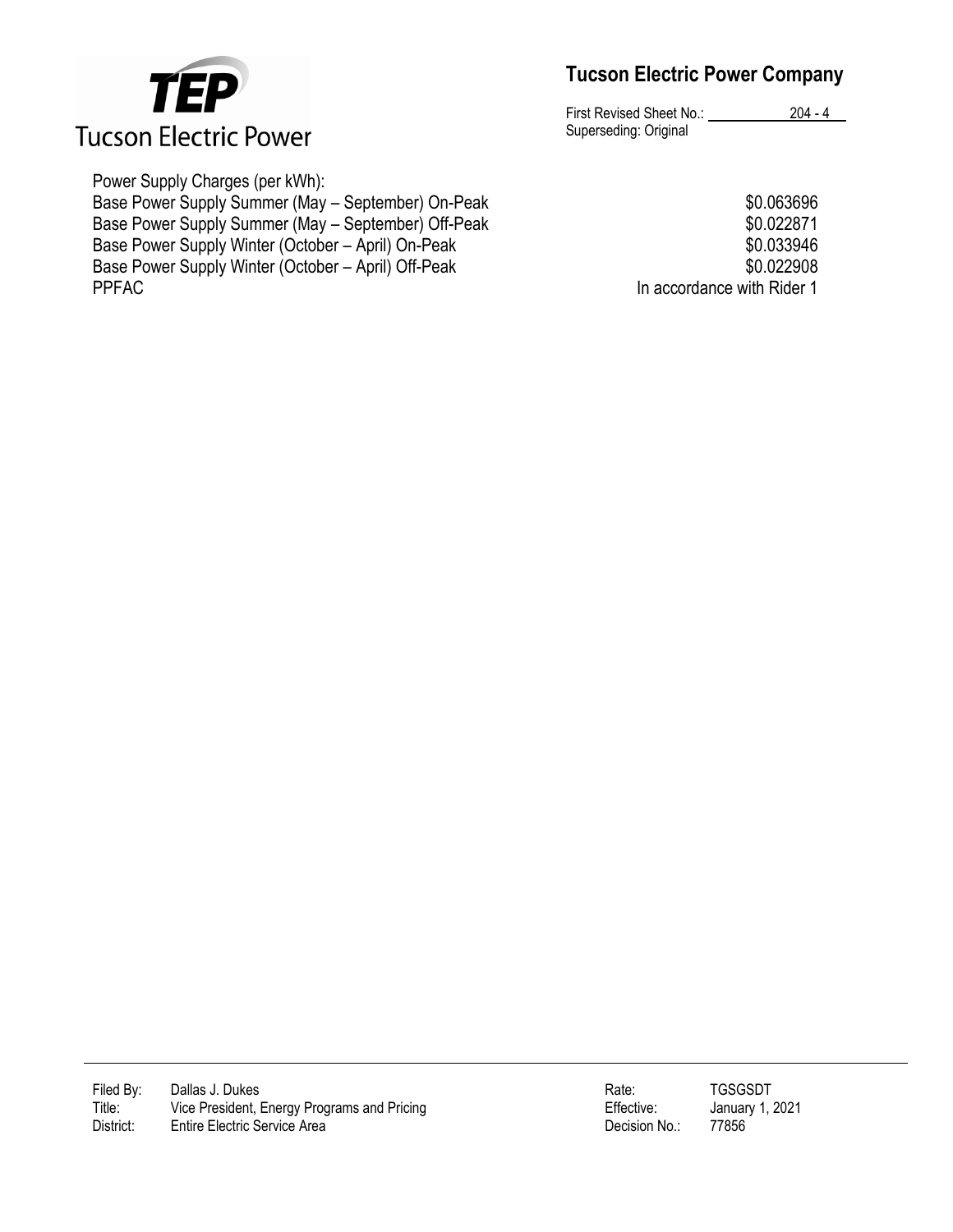Power Supply Charges (per kWh):

| | |
|---|---|
| Base Power Supply Summer (May – September) On-Peak | $0.063696 |
| Base Power Supply Summer (May – September) Off-Peak | $0.022871 |
| Base Power Supply Winter (October – April) On-Peak | $0.033946 |
| Base Power Supply Winter (October – April) Off-Peak | $0.022908 |
| PPFAC | In accordance with Rider 1 |